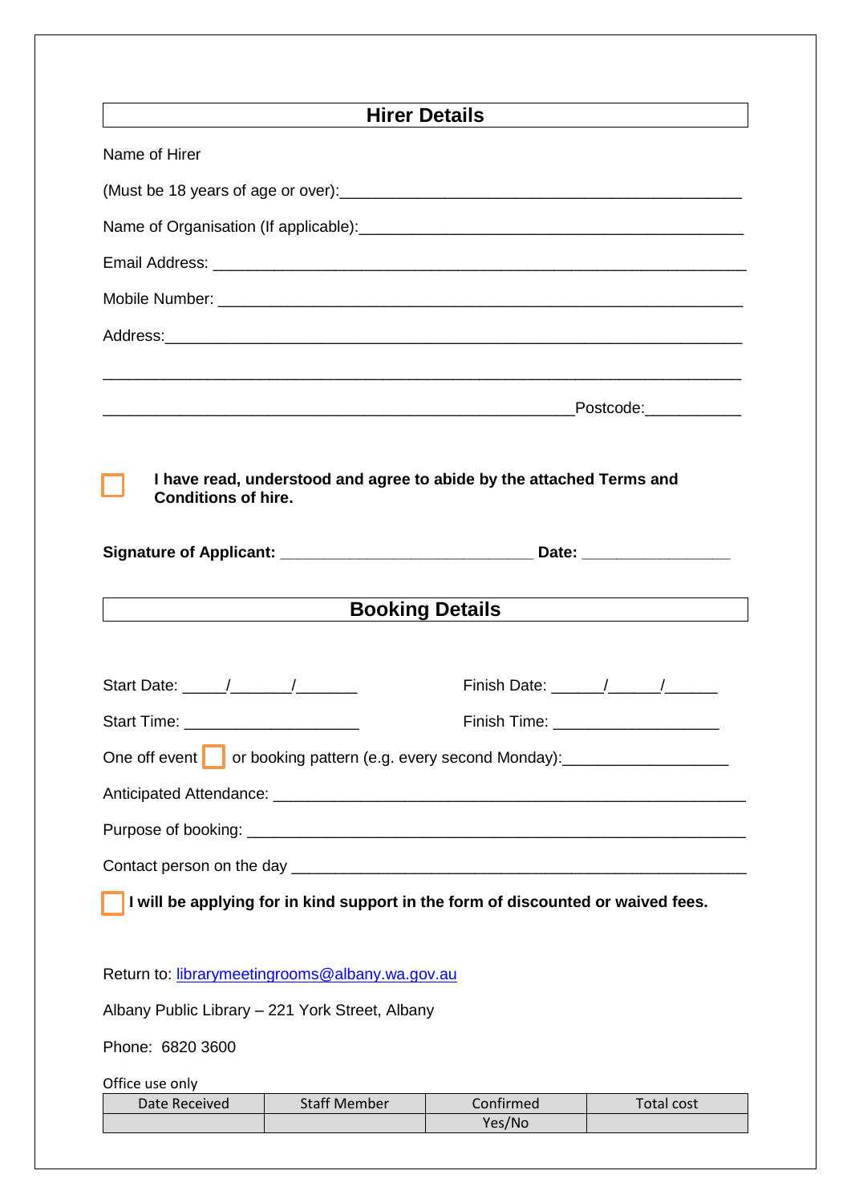## Hirer Details

Name of Hirer

(Must be 18 years of age or over):_______________________________________________

Name of Organisation (If applicable):___________________________________________

Email Address: ______________________________________________________________

Mobile Number: ______________________________________________________________

Address:____________________________________________________________________

___________________________________________________________________________

_______________________________________________________Postcode:___________

☐ **I have read, understood and agree to abide by the attached Terms and Conditions of hire.**

**Signature of Applicant: _____________________________ Date: _________________**

## Booking Details

Start Date: _____/_______/_______ Finish Date: ______/______/______

Start Time: ____________________ Finish Time: ___________________

One off event ☐ or booking pattern (e.g. every second Monday):___________________

Anticipated Attendance: ______________________________________________________

Purpose of booking: _________________________________________________________

Contact person on the day ____________________________________________________

☐ **I will be applying for in kind support in the form of discounted or waived fees.**

Return to: librarymeetingrooms@albany.wa.gov.au

Albany Public Library – 221 York Street, Albany

Phone: 6820 3600

Office use only

| Date Received | Staff Member | Confirmed | Total cost |
|---|---|---|---|
| | | Yes/No | |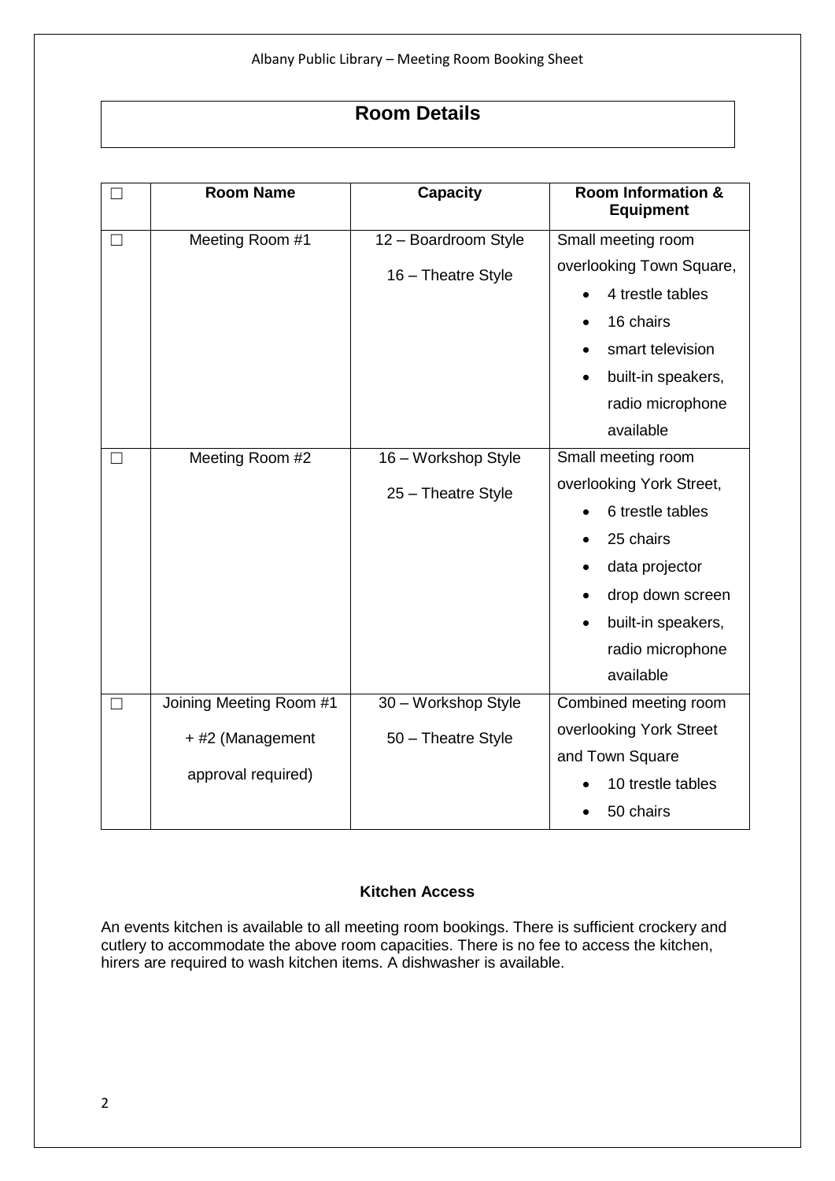## Room Details

| ☐ | Room Name | Capacity | Room Information & Equipment |
|---|---|---|---|
| ☐ | Meeting Room #1 | 12 – Boardroom Style<br>16 – Theatre Style | Small meeting room overlooking Town Square,<br>• 4 trestle tables<br>• 16 chairs<br>• smart television<br>• built-in speakers, radio microphone available |
| ☐ | Meeting Room #2 | 16 – Workshop Style<br>25 – Theatre Style | Small meeting room overlooking York Street,<br>• 6 trestle tables<br>• 25 chairs<br>• data projector<br>• drop down screen<br>• built-in speakers, radio microphone available |
| ☐ | Joining Meeting Room #1 + #2 (Management approval required) | 30 – Workshop Style<br>50 – Theatre Style | Combined meeting room overlooking York Street and Town Square<br>• 10 trestle tables<br>• 50 chairs |

**Kitchen Access**

An events kitchen is available to all meeting room bookings. There is sufficient crockery and cutlery to accommodate the above room capacities. There is no fee to access the kitchen, hirers are required to wash kitchen items. A dishwasher is available.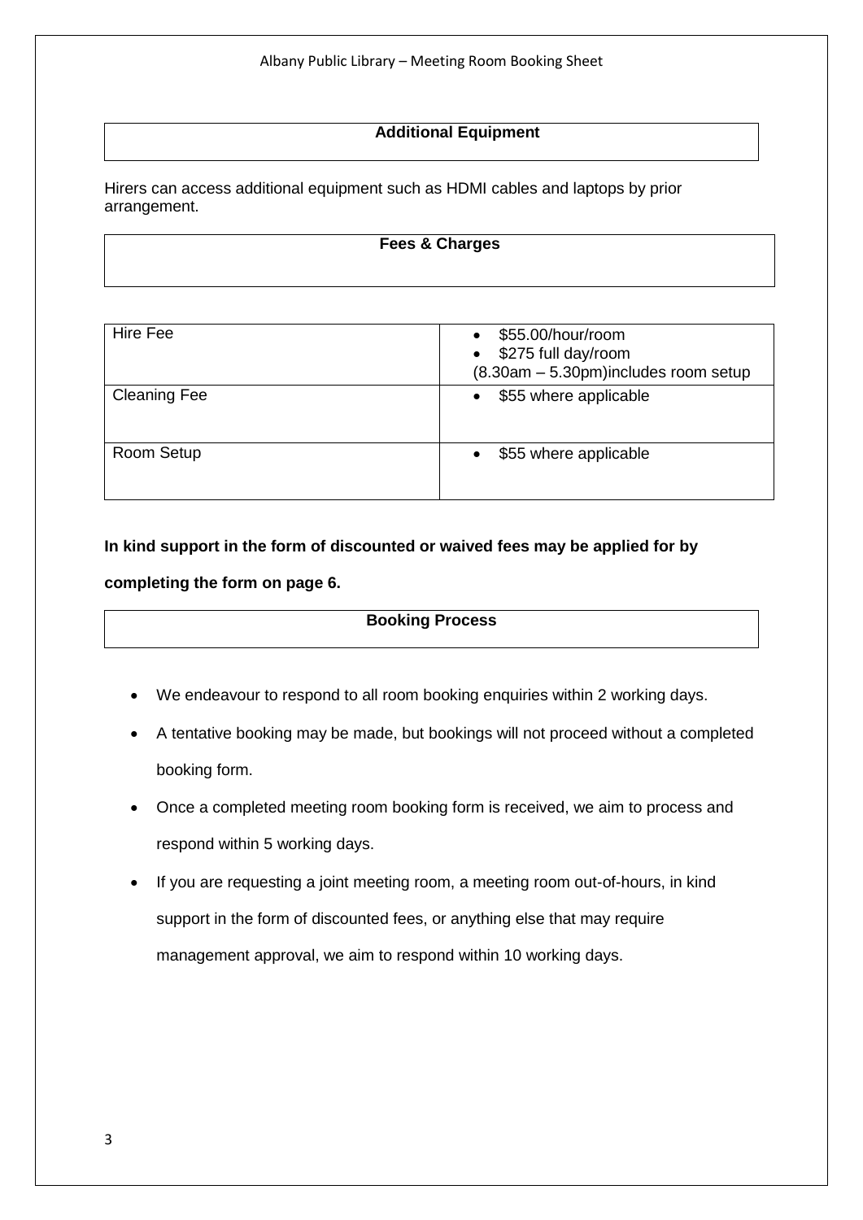## Additional Equipment

Hirers can access additional equipment such as HDMI cables and laptops by prior arrangement.

## Fees & Charges

| | |
|---|---|
| Hire Fee | • $55.00/hour/room<br>• $275 full day/room<br>(8.30am – 5.30pm)includes room setup |
| Cleaning Fee | • $55 where applicable |
| Room Setup | • $55 where applicable |

**In kind support in the form of discounted or waived fees may be applied for by completing the form on page 6.**

## Booking Process

- We endeavour to respond to all room booking enquiries within 2 working days.
- A tentative booking may be made, but bookings will not proceed without a completed booking form.
- Once a completed meeting room booking form is received, we aim to process and respond within 5 working days.
- If you are requesting a joint meeting room, a meeting room out-of-hours, in kind support in the form of discounted fees, or anything else that may require management approval, we aim to respond within 10 working days.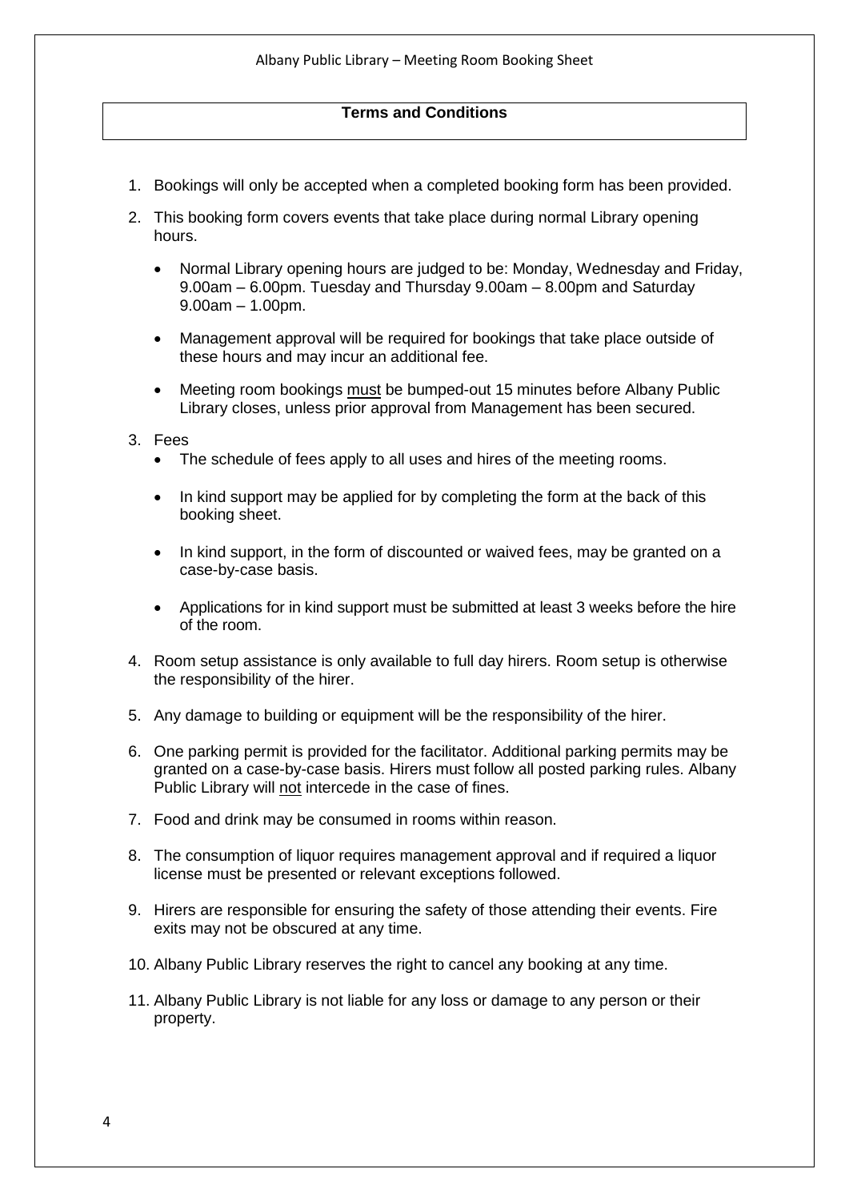## Terms and Conditions

1. Bookings will only be accepted when a completed booking form has been provided.
2. This booking form covers events that take place during normal Library opening hours.
   - Normal Library opening hours are judged to be: Monday, Wednesday and Friday, 9.00am – 6.00pm. Tuesday and Thursday 9.00am – 8.00pm and Saturday 9.00am – 1.00pm.
   - Management approval will be required for bookings that take place outside of these hours and may incur an additional fee.
   - Meeting room bookings must be bumped-out 15 minutes before Albany Public Library closes, unless prior approval from Management has been secured.
3. Fees
   - The schedule of fees apply to all uses and hires of the meeting rooms.
   - In kind support may be applied for by completing the form at the back of this booking sheet.
   - In kind support, in the form of discounted or waived fees, may be granted on a case-by-case basis.
   - Applications for in kind support must be submitted at least 3 weeks before the hire of the room.
4. Room setup assistance is only available to full day hirers. Room setup is otherwise the responsibility of the hirer.
5. Any damage to building or equipment will be the responsibility of the hirer.
6. One parking permit is provided for the facilitator. Additional parking permits may be granted on a case-by-case basis. Hirers must follow all posted parking rules. Albany Public Library will not intercede in the case of fines.
7. Food and drink may be consumed in rooms within reason.
8. The consumption of liquor requires management approval and if required a liquor license must be presented or relevant exceptions followed.
9. Hirers are responsible for ensuring the safety of those attending their events. Fire exits may not be obscured at any time.
10. Albany Public Library reserves the right to cancel any booking at any time.
11. Albany Public Library is not liable for any loss or damage to any person or their property.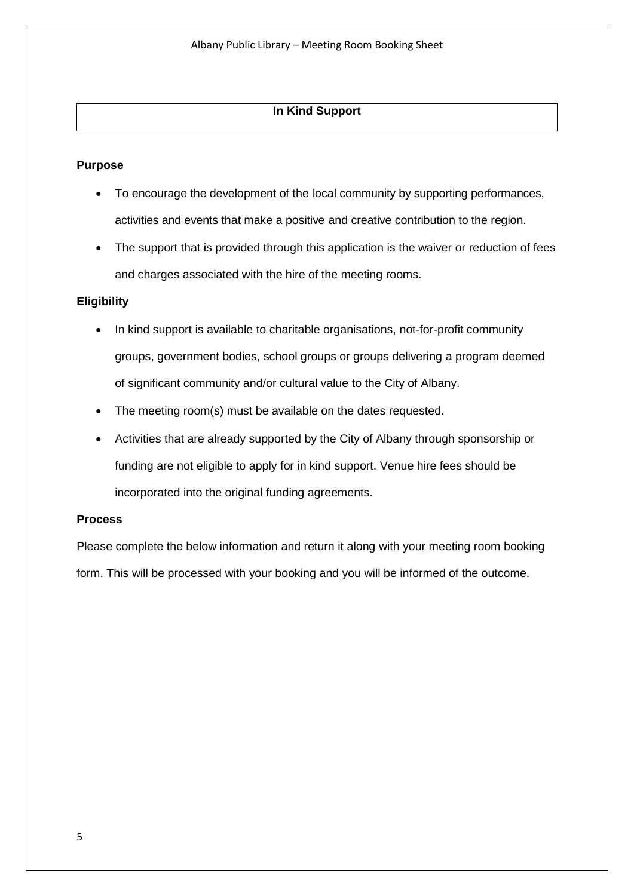## In Kind Support

**Purpose**

- To encourage the development of the local community by supporting performances, activities and events that make a positive and creative contribution to the region.
- The support that is provided through this application is the waiver or reduction of fees and charges associated with the hire of the meeting rooms.

**Eligibility**

- In kind support is available to charitable organisations, not-for-profit community groups, government bodies, school groups or groups delivering a program deemed of significant community and/or cultural value to the City of Albany.
- The meeting room(s) must be available on the dates requested.
- Activities that are already supported by the City of Albany through sponsorship or funding are not eligible to apply for in kind support. Venue hire fees should be incorporated into the original funding agreements.

**Process**

Please complete the below information and return it along with your meeting room booking form. This will be processed with your booking and you will be informed of the outcome.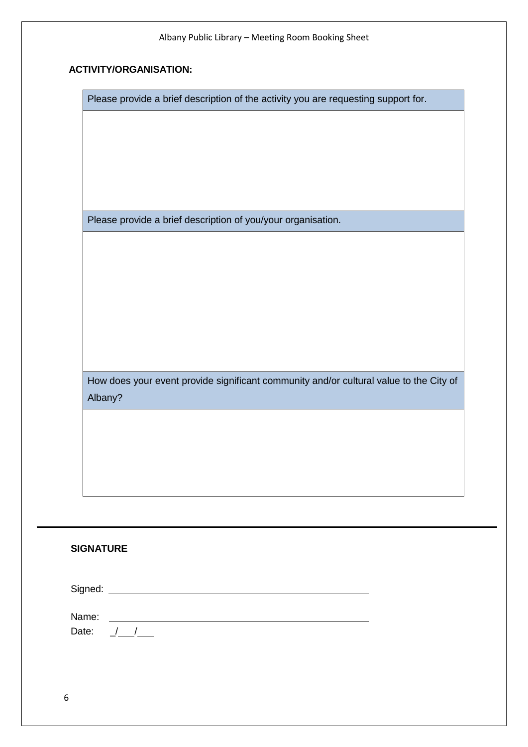**ACTIVITY/ORGANISATION:**

| Please provide a brief description of the activity you are requesting support for. |
| --- |
| |
| Please provide a brief description of you/your organisation. |
| |
| How does your event provide significant community and/or cultural value to the City of Albany? |
| |

---

**SIGNATURE**

Signed: ______________________________________________

Name: ______________________________________________

Date: _/___/___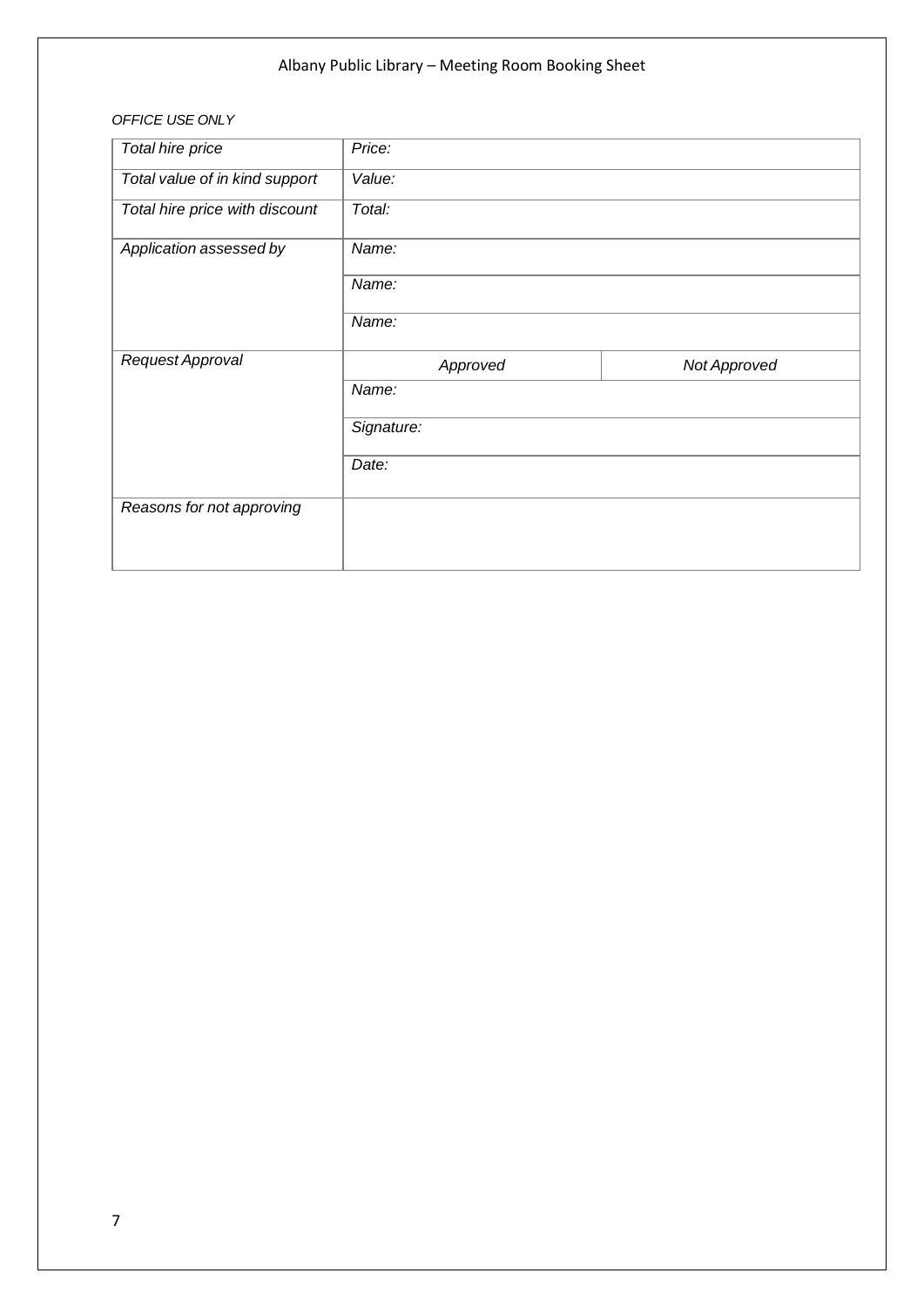*OFFICE USE ONLY*

| | | |
|---|---|---|
| *Total hire price* | *Price:* | |
| *Total value of in kind support* | *Value:* | |
| *Total hire price with discount* | *Total:* | |
| *Application assessed by* | *Name:* | |
| | *Name:* | |
| | *Name:* | |
| *Request Approval* | *Approved* | *Not Approved* |
| | *Name:* | |
| | *Signature:* | |
| | *Date:* | |
| *Reasons for not approving* | | |